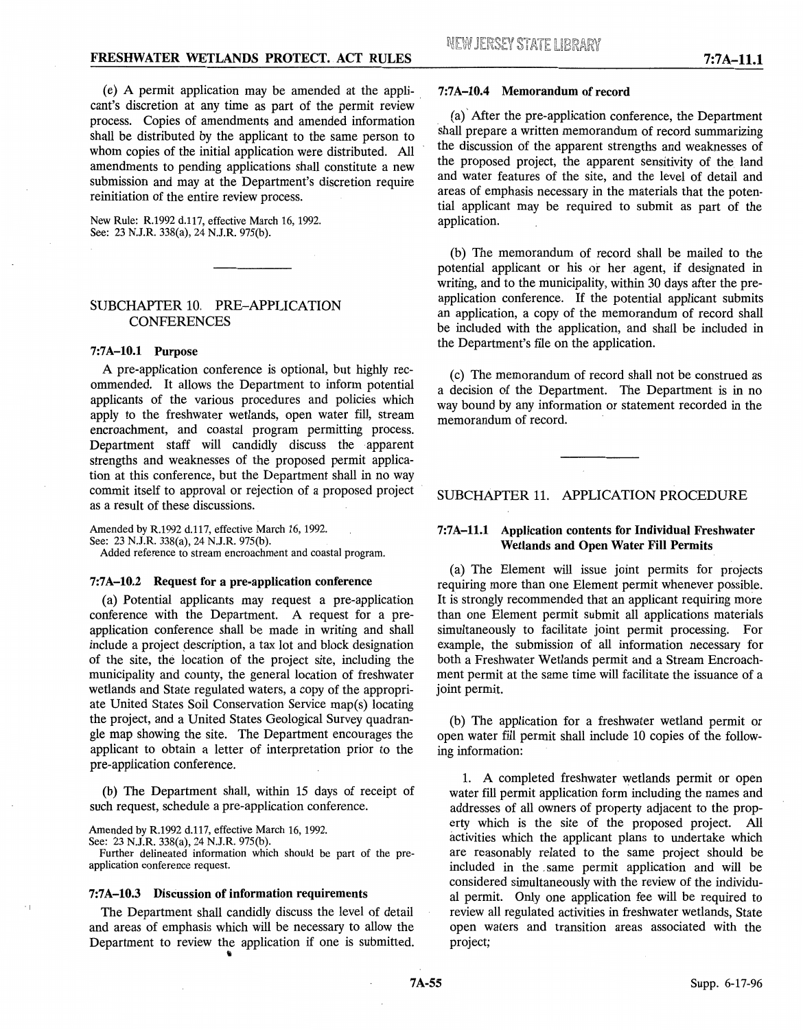(e) A permit application may be amended at the applicant's discretion at any time as part of the permit review process. Copies of amendments and amended information shall be distributed by the applicant to the same person to whom copies of the initial application were distributed. All amendments to pending applications shall constitute a new submission and may at the Department's discretion require reinitiation of the entire review process.

New Rule: R.1992 d.117, effective March 16, 1992.
See: 23 N.J.R. 338(a), 24 N.J.R. 975(b).

## SUBCHAPTER 10. PRE-APPLICATION CONFERENCES

### 7:7A–10.1 Purpose

A pre-application conference is optional, but highly recommended. It allows the Department to inform potential applicants of the various procedures and policies which apply to the freshwater wetlands, open water fill, stream encroachment, and coastal program permitting process. Department staff will candidly discuss the apparent strengths and weaknesses of the proposed permit application at this conference, but the Department shall in no way commit itself to approval or rejection of a proposed project as a result of these discussions.

Amended by R.1992 d.117, effective March 16, 1992.
See: 23 N.J.R. 338(a), 24 N.J.R. 975(b).
Added reference to stream encroachment and coastal program.

### 7:7A–10.2 Request for a pre-application conference

(a) Potential applicants may request a pre-application conference with the Department. A request for a pre-application conference shall be made in writing and shall include a project description, a tax lot and block designation of the site, the location of the project site, including the municipality and county, the general location of freshwater wetlands and State regulated waters, a copy of the appropriate United States Soil Conservation Service map(s) locating the project, and a United States Geological Survey quadrangle map showing the site. The Department encourages the applicant to obtain a letter of interpretation prior to the pre-application conference.

(b) The Department shall, within 15 days of receipt of such request, schedule a pre-application conference.

Amended by R.1992 d.117, effective March 16, 1992.
See: 23 N.J.R. 338(a), 24 N.J.R. 975(b).
Further delineated information which should be part of the pre-application conference request.

### 7:7A–10.3 Discussion of information requirements

The Department shall candidly discuss the level of detail and areas of emphasis which will be necessary to allow the Department to review the application if one is submitted.

### 7:7A–10.4 Memorandum of record

(a) After the pre-application conference, the Department shall prepare a written memorandum of record summarizing the discussion of the apparent strengths and weaknesses of the proposed project, the apparent sensitivity of the land and water features of the site, and the level of detail and areas of emphasis necessary in the materials that the potential applicant may be required to submit as part of the application.

(b) The memorandum of record shall be mailed to the potential applicant or his or her agent, if designated in writing, and to the municipality, within 30 days after the pre-application conference. If the potential applicant submits an application, a copy of the memorandum of record shall be included with the application, and shall be included in the Department's file on the application.

(c) The memorandum of record shall not be construed as a decision of the Department. The Department is in no way bound by any information or statement recorded in the memorandum of record.

## SUBCHAPTER 11. APPLICATION PROCEDURE

### 7:7A–11.1 Application contents for Individual Freshwater Wetlands and Open Water Fill Permits

(a) The Element will issue joint permits for projects requiring more than one Element permit whenever possible. It is strongly recommended that an applicant requiring more than one Element permit submit all applications materials simultaneously to facilitate joint permit processing. For example, the submission of all information necessary for both a Freshwater Wetlands permit and a Stream Encroachment permit at the same time will facilitate the issuance of a joint permit.

(b) The application for a freshwater wetland permit or open water fill permit shall include 10 copies of the following information:

1. A completed freshwater wetlands permit or open water fill permit application form including the names and addresses of all owners of property adjacent to the property which is the site of the proposed project. All activities which the applicant plans to undertake which are reasonably related to the same project should be included in the same permit application and will be considered simultaneously with the review of the individual permit. Only one application fee will be required to review all regulated activities in freshwater wetlands, State open waters and transition areas associated with the project;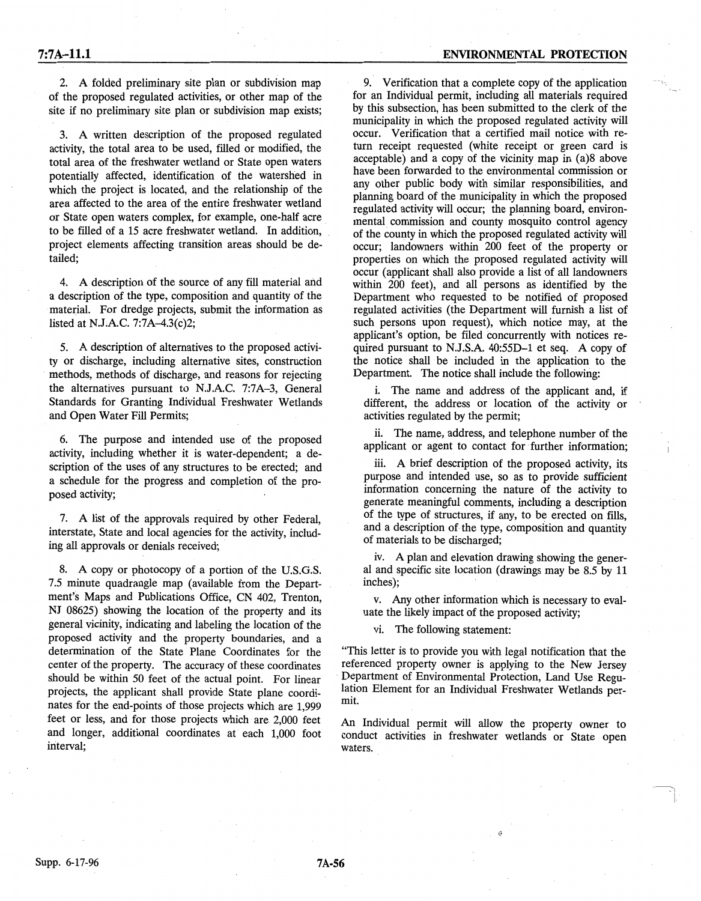2. A folded preliminary site plan or subdivision map of the proposed regulated activities, or other map of the site if no preliminary site plan or subdivision map exists;

3. A written description of the proposed regulated activity, the total area to be used, filled or modified, the total area of the freshwater wetland or State open waters potentially affected, identification of the watershed in which the project is located, and the relationship of the area affected to the area of the entire freshwater wetland or State open waters complex, for example, one-half acre to be filled of a 15 acre freshwater wetland. In addition, project elements affecting transition areas should be detailed;

4. A description of the source of any fill material and a description of the type, composition and quantity of the material. For dredge projects, submit the information as listed at N.J.A.C. 7:7A-4.3(c)2;

5. A description of alternatives to the proposed activity or discharge, including alternative sites, construction methods, methods of discharge, and reasons for rejecting the alternatives pursuant to N.J.A.C. 7:7A-3, General Standards for Granting Individual Freshwater Wetlands and Open Water Fill Permits;

6. The purpose and intended use of the proposed activity, including whether it is water-dependent; a description of the uses of any structures to be erected; and a schedule for the progress and completion of the proposed activity;

7. A list of the approvals required by other Federal, interstate, State and local agencies for the activity, including all approvals or denials received;

8. A copy or photocopy of a portion of the U.S.G.S. 7.5 minute quadrangle map (available from the Department's Maps and Publications Office, CN 402, Trenton, NJ 08625) showing the location of the property and its general vicinity, indicating and labeling the location of the proposed activity and the property boundaries, and a determination of the State Plane Coordinates for the center of the property. The accuracy of these coordinates should be within 50 feet of the actual point. For linear projects, the applicant shall provide State plane coordinates for the end-points of those projects which are 1,999 feet or less, and for those projects which are 2,000 feet and longer, additional coordinates at each 1,000 foot interval;

9. Verification that a complete copy of the application for an Individual permit, including all materials required by this subsection, has been submitted to the clerk of the municipality in which the proposed regulated activity will occur. Verification that a certified mail notice with return receipt requested (white receipt or green card is acceptable) and a copy of the vicinity map in (a)8 above have been forwarded to the environmental commission or any other public body with similar responsibilities, and planning board of the municipality in which the proposed regulated activity will occur; the planning board, environmental commission and county mosquito control agency of the county in which the proposed regulated activity will occur; landowners within 200 feet of the property or properties on which the proposed regulated activity will occur (applicant shall also provide a list of all landowners within 200 feet), and all persons as identified by the Department who requested to be notified of proposed regulated activities (the Department will furnish a list of such persons upon request), which notice may, at the applicant's option, be filed concurrently with notices required pursuant to N.J.S.A. 40:55D-1 et seq. A copy of the notice shall be included in the application to the Department. The notice shall include the following:

i. The name and address of the applicant and, if different, the address or location of the activity or activities regulated by the permit;

ii. The name, address, and telephone number of the applicant or agent to contact for further information;

iii. A brief description of the proposed activity, its purpose and intended use, so as to provide sufficient information concerning the nature of the activity to generate meaningful comments, including a description of the type of structures, if any, to be erected on fills, and a description of the type, composition and quantity of materials to be discharged;

iv. A plan and elevation drawing showing the general and specific site location (drawings may be 8.5 by 11 inches);

v. Any other information which is necessary to evaluate the likely impact of the proposed activity;

vi. The following statement:

"This letter is to provide you with legal notification that the referenced property owner is applying to the New Jersey Department of Environmental Protection, Land Use Regulation Element for an Individual Freshwater Wetlands permit.

An Individual permit will allow the property owner to conduct activities in freshwater wetlands or State open waters.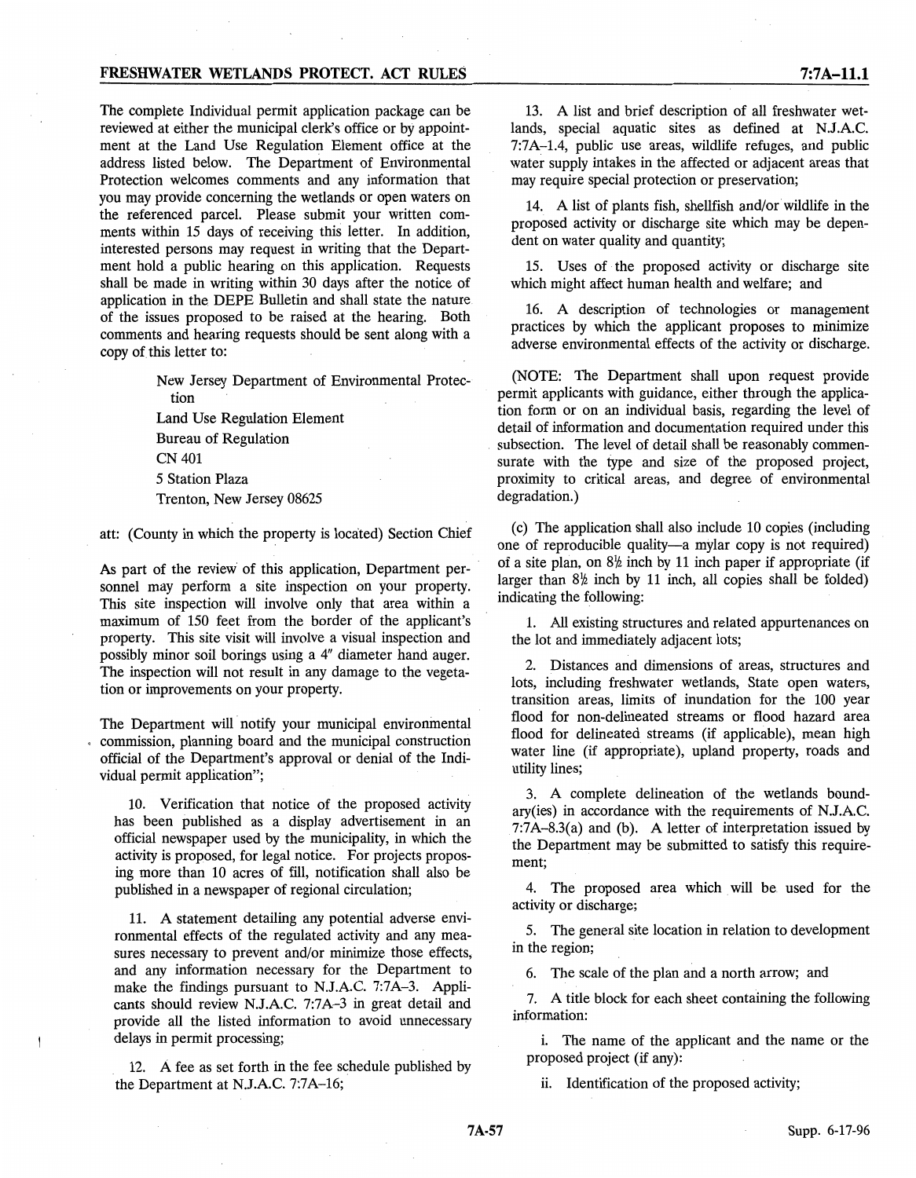The complete Individual permit application package can be reviewed at either the municipal clerk's office or by appointment at the Land Use Regulation Element office at the address listed below. The Department of Environmental Protection welcomes comments and any information that you may provide concerning the wetlands or open waters on the referenced parcel. Please submit your written comments within 15 days of receiving this letter. In addition, interested persons may request in writing that the Department hold a public hearing on this application. Requests shall be made in writing within 30 days after the notice of application in the DEPE Bulletin and shall state the nature of the issues proposed to be raised at the hearing. Both comments and hearing requests should be sent along with a copy of this letter to:

> New Jersey Department of Environmental Protection
> Land Use Regulation Element
> Bureau of Regulation
> CN 401
> 5 Station Plaza
> Trenton, New Jersey 08625

att: (County in which the property is located) Section Chief

As part of the review of this application, Department personnel may perform a site inspection on your property. This site inspection will involve only that area within a maximum of 150 feet from the border of the applicant's property. This site visit will involve a visual inspection and possibly minor soil borings using a 4" diameter hand auger. The inspection will not result in any damage to the vegetation or improvements on your property.

The Department will notify your municipal environmental commission, planning board and the municipal construction official of the Department's approval or denial of the Individual permit application";

10. Verification that notice of the proposed activity has been published as a display advertisement in an official newspaper used by the municipality, in which the activity is proposed, for legal notice. For projects proposing more than 10 acres of fill, notification shall also be published in a newspaper of regional circulation;

11. A statement detailing any potential adverse environmental effects of the regulated activity and any measures necessary to prevent and/or minimize those effects, and any information necessary for the Department to make the findings pursuant to N.J.A.C. 7:7A–3. Applicants should review N.J.A.C. 7:7A–3 in great detail and provide all the listed information to avoid unnecessary delays in permit processing;

12. A fee as set forth in the fee schedule published by the Department at N.J.A.C. 7:7A–16;

13. A list and brief description of all freshwater wetlands, special aquatic sites as defined at N.J.A.C. 7:7A–1.4, public use areas, wildlife refuges, and public water supply intakes in the affected or adjacent areas that may require special protection or preservation;

14. A list of plants fish, shellfish and/or wildlife in the proposed activity or discharge site which may be dependent on water quality and quantity;

15. Uses of the proposed activity or discharge site which might affect human health and welfare; and

16. A description of technologies or management practices by which the applicant proposes to minimize adverse environmental effects of the activity or discharge.

(NOTE: The Department shall upon request provide permit applicants with guidance, either through the application form or on an individual basis, regarding the level of detail of information and documentation required under this subsection. The level of detail shall be reasonably commensurate with the type and size of the proposed project, proximity to critical areas, and degree of environmental degradation.)

(c) The application shall also include 10 copies (including one of reproducible quality—a mylar copy is not required) of a site plan, on 8½ inch by 11 inch paper if appropriate (if larger than 8½ inch by 11 inch, all copies shall be folded) indicating the following:

1. All existing structures and related appurtenances on the lot and immediately adjacent lots;

2. Distances and dimensions of areas, structures and lots, including freshwater wetlands, State open waters, transition areas, limits of inundation for the 100 year flood for non-delineated streams or flood hazard area flood for delineated streams (if applicable), mean high water line (if appropriate), upland property, roads and utility lines;

3. A complete delineation of the wetlands boundary(ies) in accordance with the requirements of N.J.A.C. 7:7A–8.3(a) and (b). A letter of interpretation issued by the Department may be submitted to satisfy this requirement;

4. The proposed area which will be used for the activity or discharge;

5. The general site location in relation to development in the region;

6. The scale of the plan and a north arrow; and

7. A title block for each sheet containing the following information:

i. The name of the applicant and the name or the proposed project (if any):

ii. Identification of the proposed activity;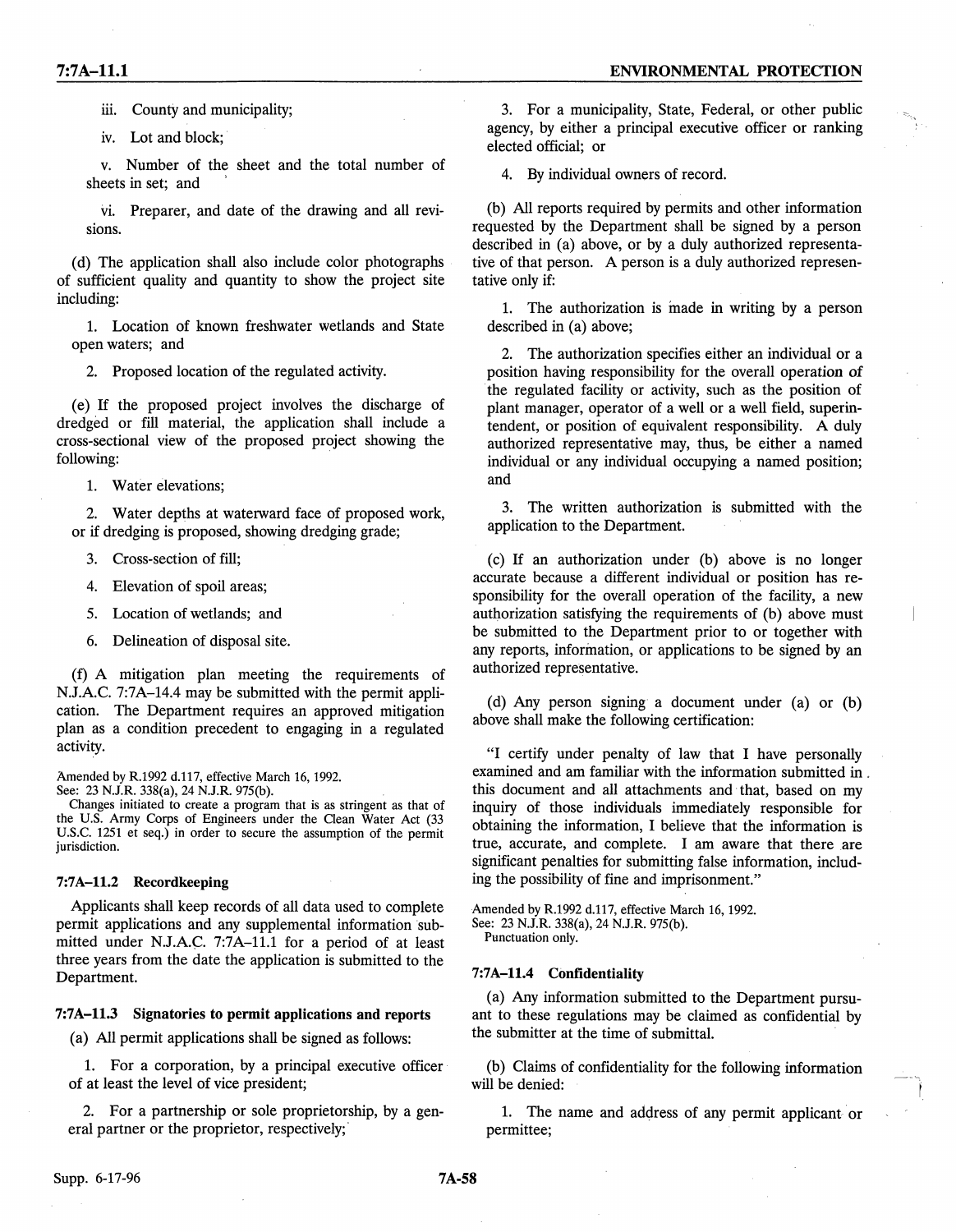iii. County and municipality;

iv. Lot and block;

v. Number of the sheet and the total number of sheets in set; and

vi. Preparer, and date of the drawing and all revisions.

(d) The application shall also include color photographs of sufficient quality and quantity to show the project site including:

1. Location of known freshwater wetlands and State open waters; and

2. Proposed location of the regulated activity.

(e) If the proposed project involves the discharge of dredged or fill material, the application shall include a cross-sectional view of the proposed project showing the following:

1. Water elevations;

2. Water depths at waterward face of proposed work, or if dredging is proposed, showing dredging grade;

3. Cross-section of fill;

4. Elevation of spoil areas;

5. Location of wetlands; and

6. Delineation of disposal site.

(f) A mitigation plan meeting the requirements of N.J.A.C. 7:7A–14.4 may be submitted with the permit application. The Department requires an approved mitigation plan as a condition precedent to engaging in a regulated activity.

Amended by R.1992 d.117, effective March 16, 1992.
See: 23 N.J.R. 338(a), 24 N.J.R. 975(b).
Changes initiated to create a program that is as stringent as that of the U.S. Army Corps of Engineers under the Clean Water Act (33 U.S.C. 1251 et seq.) in order to secure the assumption of the permit jurisdiction.

#### 7:7A–11.2 Recordkeeping

Applicants shall keep records of all data used to complete permit applications and any supplemental information submitted under N.J.A.C. 7:7A–11.1 for a period of at least three years from the date the application is submitted to the Department.

#### 7:7A–11.3 Signatories to permit applications and reports

(a) All permit applications shall be signed as follows:

1. For a corporation, by a principal executive officer of at least the level of vice president;

2. For a partnership or sole proprietorship, by a general partner or the proprietor, respectively;

3. For a municipality, State, Federal, or other public agency, by either a principal executive officer or ranking elected official; or

4. By individual owners of record.

(b) All reports required by permits and other information requested by the Department shall be signed by a person described in (a) above, or by a duly authorized representative of that person. A person is a duly authorized representative only if:

1. The authorization is made in writing by a person described in (a) above;

2. The authorization specifies either an individual or a position having responsibility for the overall operation of the regulated facility or activity, such as the position of plant manager, operator of a well or a well field, superintendent, or position of equivalent responsibility. A duly authorized representative may, thus, be either a named individual or any individual occupying a named position; and

3. The written authorization is submitted with the application to the Department.

(c) If an authorization under (b) above is no longer accurate because a different individual or position has responsibility for the overall operation of the facility, a new authorization satisfying the requirements of (b) above must be submitted to the Department prior to or together with any reports, information, or applications to be signed by an authorized representative.

(d) Any person signing a document under (a) or (b) above shall make the following certification:

"I certify under penalty of law that I have personally examined and am familiar with the information submitted in this document and all attachments and that, based on my inquiry of those individuals immediately responsible for obtaining the information, I believe that the information is true, accurate, and complete. I am aware that there are significant penalties for submitting false information, including the possibility of fine and imprisonment."

Amended by R.1992 d.117, effective March 16, 1992.
See: 23 N.J.R. 338(a), 24 N.J.R. 975(b).
Punctuation only.

#### 7:7A–11.4 Confidentiality

(a) Any information submitted to the Department pursuant to these regulations may be claimed as confidential by the submitter at the time of submittal.

(b) Claims of confidentiality for the following information will be denied:

1. The name and address of any permit applicant or permittee;